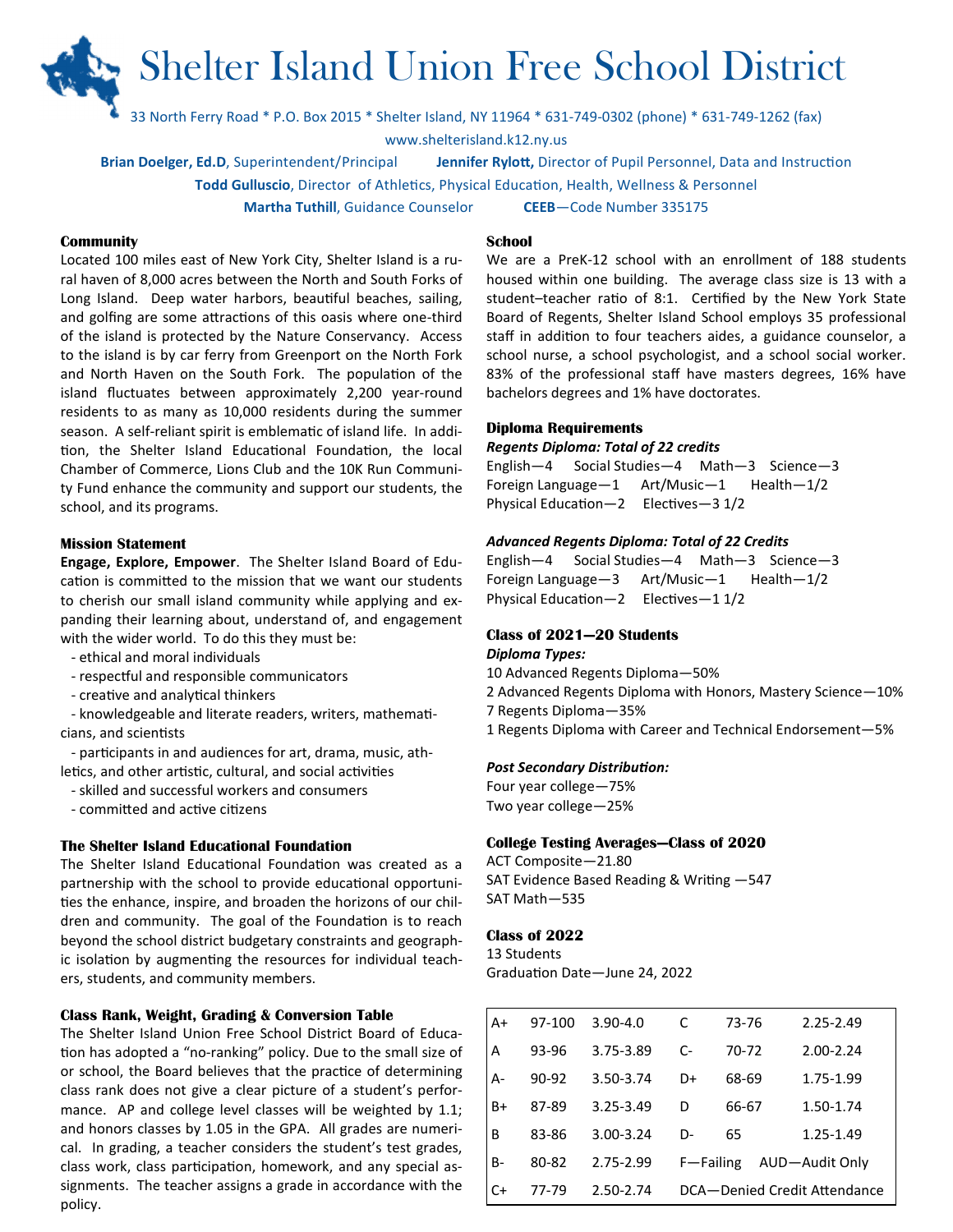# Shelter Island Union Free School District

33 North Ferry Road * P.O. Box 2015 * Shelter Island, NY 11964 * 631-749-0302 (phone) * 631-749-1262 (fax)

www.shelterisland.k12.ny.us

**Brian Doelger, Ed.D**, Superintendent/Principal  **Jennifer Rylott,** Director of Pupil Personnel, Data and Instruction

**Todd Gulluscio**, Director of Athletics, Physical Education, Health, Wellness & Personnel

**Martha Tuthill**, Guidance Counselor  **CEEB**—Code Number 335175

### Community

Located 100 miles east of New York City, Shelter Island is a rural haven of 8,000 acres between the North and South Forks of Long Island. Deep water harbors, beautiful beaches, sailing, and golfing are some attractions of this oasis where one-third of the island is protected by the Nature Conservancy. Access to the island is by car ferry from Greenport on the North Fork and North Haven on the South Fork. The population of the island fluctuates between approximately 2,200 year-round residents to as many as 10,000 residents during the summer season. A self-reliant spirit is emblematic of island life. In addition, the Shelter Island Educational Foundation, the local Chamber of Commerce, Lions Club and the 10K Run Community Fund enhance the community and support our students, the school, and its programs.

### Mission Statement

**Engage, Explore, Empower**. The Shelter Island Board of Education is committed to the mission that we want our students to cherish our small island community while applying and expanding their learning about, understand of, and engagement with the wider world. To do this they must be:

- ethical and moral individuals
- respectful and responsible communicators
- creative and analytical thinkers
- knowledgeable and literate readers, writers, mathematicians, and scientists
- participants in and audiences for art, drama, music, athletics, and other artistic, cultural, and social activities
- skilled and successful workers and consumers
- committed and active citizens

### The Shelter Island Educational Foundation

The Shelter Island Educational Foundation was created as a partnership with the school to provide educational opportunities the enhance, inspire, and broaden the horizons of our children and community. The goal of the Foundation is to reach beyond the school district budgetary constraints and geographic isolation by augmenting the resources for individual teachers, students, and community members.

### Class Rank, Weight, Grading & Conversion Table

The Shelter Island Union Free School District Board of Education has adopted a "no-ranking" policy. Due to the small size of or school, the Board believes that the practice of determining class rank does not give a clear picture of a student's performance. AP and college level classes will be weighted by 1.1; and honors classes by 1.05 in the GPA. All grades are numerical. In grading, a teacher considers the student's test grades, class work, class participation, homework, and any special assignments. The teacher assigns a grade in accordance with the policy.

### School

We are a PreK-12 school with an enrollment of 188 students housed within one building. The average class size is 13 with a student–teacher ratio of 8:1. Certified by the New York State Board of Regents, Shelter Island School employs 35 professional staff in addition to four teachers aides, a guidance counselor, a school nurse, a school psychologist, and a school social worker. 83% of the professional staff have masters degrees, 16% have bachelors degrees and 1% have doctorates.

### Diploma Requirements

***Regents Diploma: Total of 22 credits***

English—4  Social Studies—4  Math—3  Science—3
Foreign Language—1  Art/Music—1  Health—1/2
Physical Education—2  Electives—3 1/2

***Advanced Regents Diploma: Total of 22 Credits***

English—4  Social Studies—4  Math—3  Science—3
Foreign Language—3  Art/Music—1  Health—1/2
Physical Education—2  Electives—1 1/2

### Class of 2021—20 Students

***Diploma Types:***

10 Advanced Regents Diploma—50%
2 Advanced Regents Diploma with Honors, Mastery Science—10%
7 Regents Diploma—35%
1 Regents Diploma with Career and Technical Endorsement—5%

***Post Secondary Distribution:***

Four year college—75%
Two year college—25%

### College Testing Averages—Class of 2020

ACT Composite—21.80
SAT Evidence Based Reading & Writing —547
SAT Math—535

### Class of 2022

13 Students
Graduation Date—June 24, 2022

| | | | | | |
|---|---|---|---|---|---|
| A+ | 97-100 | 3.90-4.0 | C | 73-76 | 2.25-2.49 |
| A | 93-96 | 3.75-3.89 | C- | 70-72 | 2.00-2.24 |
| A- | 90-92 | 3.50-3.74 | D+ | 68-69 | 1.75-1.99 |
| B+ | 87-89 | 3.25-3.49 | D | 66-67 | 1.50-1.74 |
| B | 83-86 | 3.00-3.24 | D- | 65 | 1.25-1.49 |
| B- | 80-82 | 2.75-2.99 | F—Failing | | AUD—Audit Only |
| C+ | 77-79 | 2.50-2.74 | DCA—Denied Credit Attendance | | |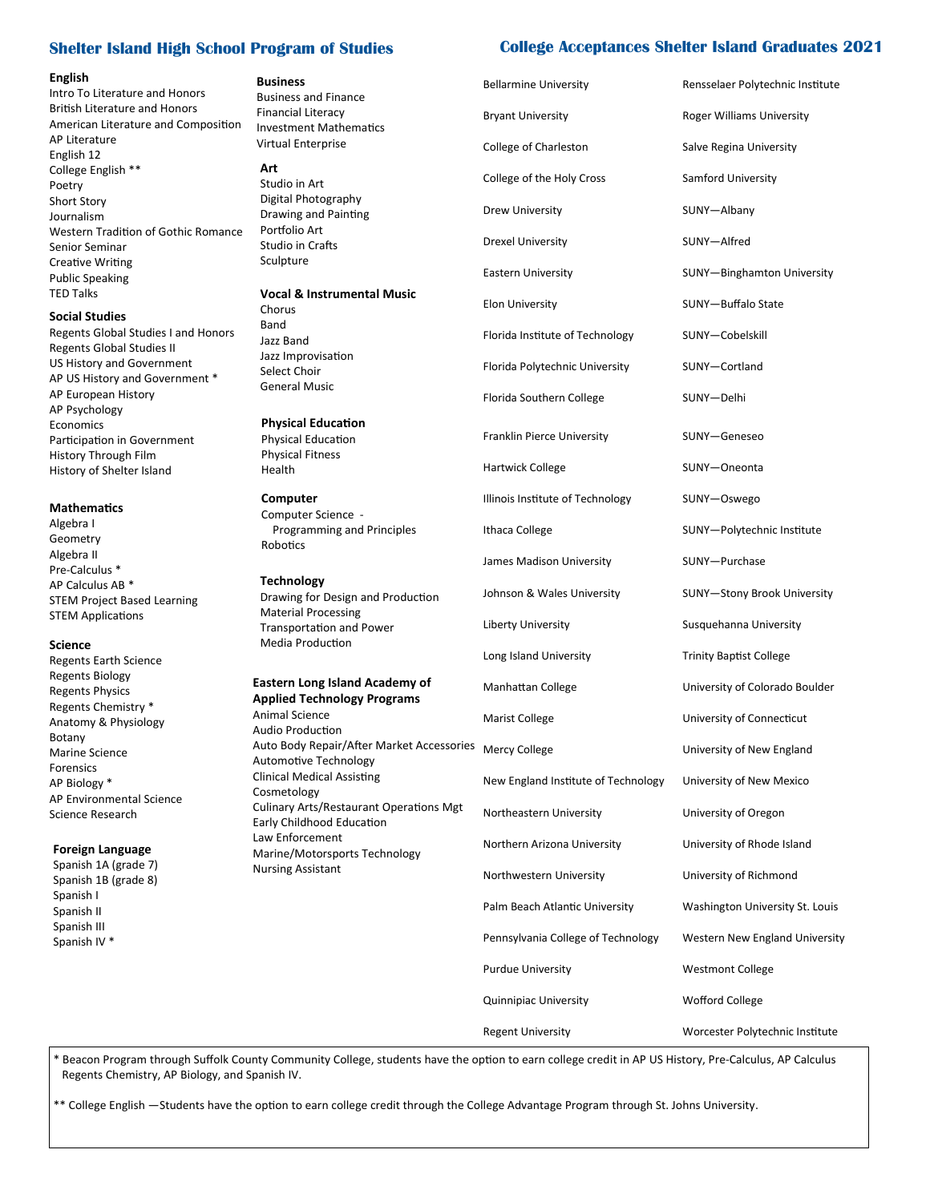## Shelter Island High School Program of Studies

### English

- Intro To Literature and Honors
- British Literature and Honors
- American Literature and Composition
- AP Literature
- English 12
- College English **
- Poetry
- Short Story
- Journalism
- Western Tradition of Gothic Romance
- Senior Seminar
- Creative Writing
- Public Speaking
- TED Talks

### Social Studies

- Regents Global Studies I and Honors
- Regents Global Studies II
- US History and Government
- AP US History and Government *
- AP European History
- AP Psychology
- Economics
- Participation in Government
- History Through Film
- History of Shelter Island

### Mathematics

- Algebra I
- Geometry
- Algebra II
- Pre-Calculus *
- AP Calculus AB *
- STEM Project Based Learning
- STEM Applications

### Science

- Regents Earth Science
- Regents Biology
- Regents Physics
- Regents Chemistry *
- Anatomy & Physiology
- Botany
- Marine Science
- Forensics
- AP Biology *
- AP Environmental Science
- Science Research

### Foreign Language

- Spanish 1A (grade 7)
- Spanish 1B (grade 8)
- Spanish I
- Spanish II
- Spanish III
- Spanish IV *

### Business

- Business and Finance
- Financial Literacy
- Investment Mathematics
- Virtual Enterprise

### Art

- Studio in Art
- Digital Photography
- Drawing and Painting
- Portfolio Art
- Studio in Crafts
- Sculpture

### Vocal & Instrumental Music

- Chorus
- Band
- Jazz Band
- Jazz Improvisation
- Select Choir
- General Music

### Physical Education

- Physical Education
- Physical Fitness
- Health

### Computer

- Computer Science - Programming and Principles
- Robotics

### Technology

- Drawing for Design and Production
- Material Processing
- Transportation and Power
- Media Production

### Eastern Long Island Academy of Applied Technology Programs

- Animal Science
- Audio Production
- Auto Body Repair/After Market Accessories
- Automotive Technology
- Clinical Medical Assisting
- Cosmetology
- Culinary Arts/Restaurant Operations Mgt
- Early Childhood Education
- Law Enforcement
- Marine/Motorsports Technology
- Nursing Assistant

## College Acceptances Shelter Island Graduates 2021

- Bellarmine University
- Bryant University
- College of Charleston
- College of the Holy Cross
- Drew University
- Drexel University
- Eastern University
- Elon University
- Florida Institute of Technology
- Florida Polytechnic University
- Florida Southern College
- Franklin Pierce University
- Hartwick College
- Illinois Institute of Technology
- Ithaca College
- James Madison University
- Johnson & Wales University
- Liberty University
- Long Island University
- Manhattan College
- Marist College
- Mercy College
- New England Institute of Technology
- Northeastern University
- Northern Arizona University
- Northwestern University
- Palm Beach Atlantic University
- Pennsylvania College of Technology
- Purdue University
- Quinnipiac University
- Regent University
- Rensselaer Polytechnic Institute
- Roger Williams University
- Salve Regina University
- Samford University
- SUNY—Albany
- SUNY—Alfred
- SUNY—Binghamton University
- SUNY—Buffalo State
- SUNY—Cobelskill
- SUNY—Cortland
- SUNY—Delhi
- SUNY—Geneseo
- SUNY—Oneonta
- SUNY—Oswego
- SUNY—Polytechnic Institute
- SUNY—Purchase
- SUNY—Stony Brook University
- Susquehanna University
- Trinity Baptist College
- University of Colorado Boulder
- University of Connecticut
- University of New England
- University of New Mexico
- University of Oregon
- University of Rhode Island
- University of Richmond
- Washington University St. Louis
- Western New England University
- Westmont College
- Wofford College
- Worcester Polytechnic Institute

* Beacon Program through Suffolk County Community College, students have the option to earn college credit in AP US History, Pre-Calculus, AP Calculus Regents Chemistry, AP Biology, and Spanish IV.

** College English —Students have the option to earn college credit through the College Advantage Program through St. Johns University.